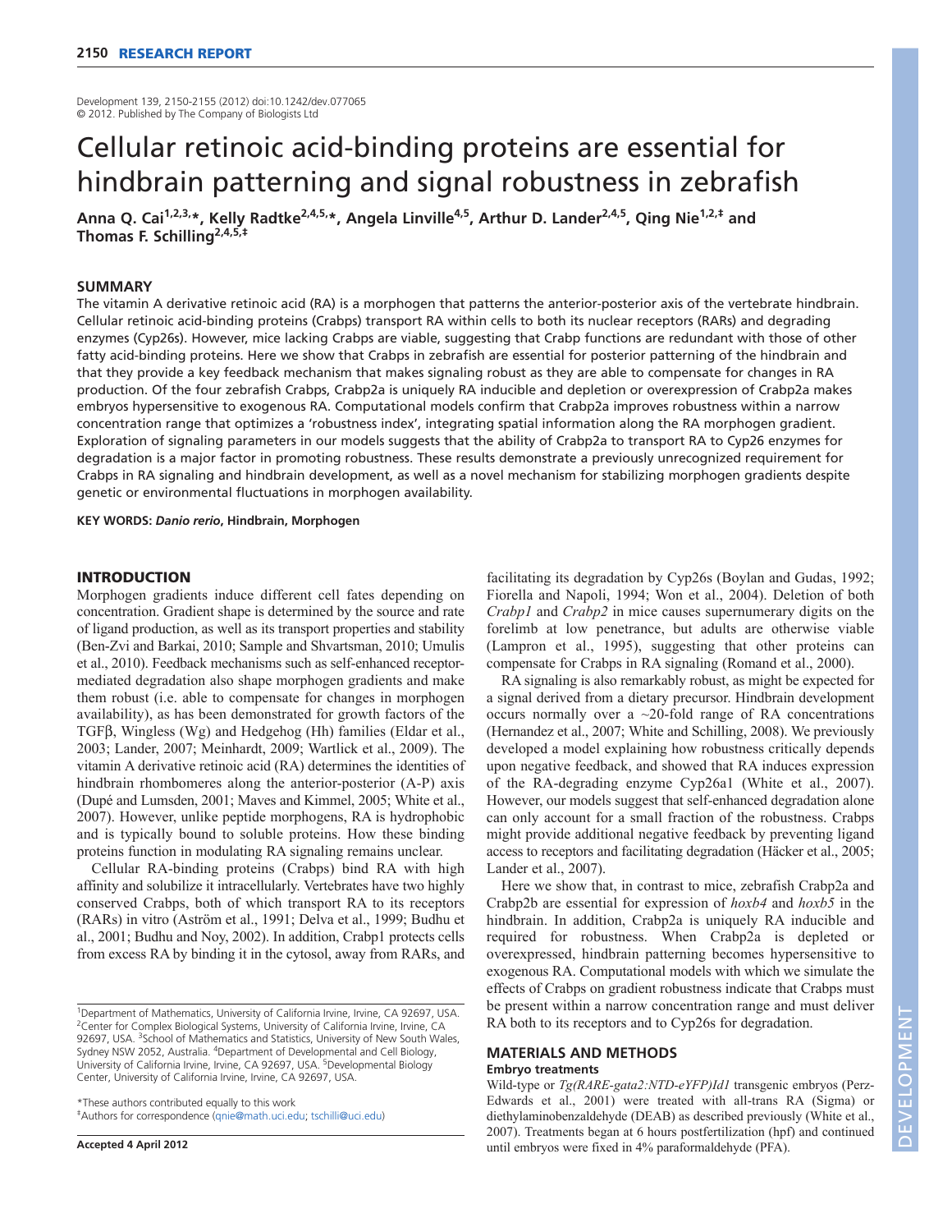Development 139, 2150-2155 (2012) doi:10.1242/dev.077065
© 2012. Published by The Company of Biologists Ltd

# Cellular retinoic acid-binding proteins are essential for hindbrain patterning and signal robustness in zebrafish

**Anna Q. Cai[1,2,3,*], Kelly Radtke[2,4,5,*], Angela Linville[4,5], Arthur D. Lander[2,4,5], Qing Nie[1,2,‡] and Thomas F. Schilling[2,4,5,‡]**

## SUMMARY

The vitamin A derivative retinoic acid (RA) is a morphogen that patterns the anterior-posterior axis of the vertebrate hindbrain. Cellular retinoic acid-binding proteins (Crabps) transport RA within cells to both its nuclear receptors (RARs) and degrading enzymes (Cyp26s). However, mice lacking Crabps are viable, suggesting that Crabp functions are redundant with those of other fatty acid-binding proteins. Here we show that Crabps in zebrafish are essential for posterior patterning of the hindbrain and that they provide a key feedback mechanism that makes signaling robust as they are able to compensate for changes in RA production. Of the four zebrafish Crabps, Crabp2a is uniquely RA inducible and depletion or overexpression of Crabp2a makes embryos hypersensitive to exogenous RA. Computational models confirm that Crabp2a improves robustness within a narrow concentration range that optimizes a 'robustness index', integrating spatial information along the RA morphogen gradient. Exploration of signaling parameters in our models suggests that the ability of Crabp2a to transport RA to Cyp26 enzymes for degradation is a major factor in promoting robustness. These results demonstrate a previously unrecognized requirement for Crabps in RA signaling and hindbrain development, as well as a novel mechanism for stabilizing morphogen gradients despite genetic or environmental fluctuations in morphogen availability.

**KEY WORDS:** ***Danio rerio*, Hindbrain, Morphogen**

## INTRODUCTION

Morphogen gradients induce different cell fates depending on concentration. Gradient shape is determined by the source and rate of ligand production, as well as its transport properties and stability (Ben-Zvi and Barkai, 2010; Sample and Shvartsman, 2010; Umulis et al., 2010). Feedback mechanisms such as self-enhanced receptor-mediated degradation also shape morphogen gradients and make them robust (i.e. able to compensate for changes in morphogen availability), as has been demonstrated for growth factors of the TGFβ, Wingless (Wg) and Hedgehog (Hh) families (Eldar et al., 2003; Lander, 2007; Meinhardt, 2009; Wartlick et al., 2009). The vitamin A derivative retinoic acid (RA) determines the identities of hindbrain rhombomeres along the anterior-posterior (A-P) axis (Dupé and Lumsden, 2001; Maves and Kimmel, 2005; White et al., 2007). However, unlike peptide morphogens, RA is hydrophobic and is typically bound to soluble proteins. How these binding proteins function in modulating RA signaling remains unclear.

Cellular RA-binding proteins (Crabps) bind RA with high affinity and solubilize it intracellularly. Vertebrates have two highly conserved Crabps, both of which transport RA to its receptors (RARs) in vitro (Aström et al., 1991; Delva et al., 1999; Budhu et al., 2001; Budhu and Noy, 2002). In addition, Crabp1 protects cells from excess RA by binding it in the cytosol, away from RARs, and facilitating its degradation by Cyp26s (Boylan and Gudas, 1992; Fiorella and Napoli, 1994; Won et al., 2004). Deletion of both *Crabp1* and *Crabp2* in mice causes supernumerary digits on the forelimb at low penetrance, but adults are otherwise viable (Lampron et al., 1995), suggesting that other proteins can compensate for Crabps in RA signaling (Romand et al., 2000).

RA signaling is also remarkably robust, as might be expected for a signal derived from a dietary precursor. Hindbrain development occurs normally over a ~20-fold range of RA concentrations (Hernandez et al., 2007; White and Schilling, 2008). We previously developed a model explaining how robustness critically depends upon negative feedback, and showed that RA induces expression of the RA-degrading enzyme Cyp26a1 (White et al., 2007). However, our models suggest that self-enhanced degradation alone can only account for a small fraction of the robustness. Crabps might provide additional negative feedback by preventing ligand access to receptors and facilitating degradation (Häcker et al., 2005; Lander et al., 2007).

Here we show that, in contrast to mice, zebrafish Crabp2a and Crabp2b are essential for expression of *hoxb4* and *hoxb5* in the hindbrain. In addition, Crabp2a is uniquely RA inducible and required for robustness. When Crabp2a is depleted or overexpressed, hindbrain patterning becomes hypersensitive to exogenous RA. Computational models with which we simulate the effects of Crabps on gradient robustness indicate that Crabps must be present within a narrow concentration range and must deliver RA both to its receptors and to Cyp26s for degradation.

## MATERIALS AND METHODS

### Embryo treatments

Wild-type or *Tg(RARE-gata2:NTD-eYFP)Id1* transgenic embryos (Perz-Edwards et al., 2001) were treated with all-trans RA (Sigma) or diethylaminobenzaldehyde (DEAB) as described previously (White et al., 2007). Treatments began at 6 hours postfertilization (hpf) and continued until embryos were fixed in 4% paraformaldehyde (PFA).

[1]Department of Mathematics, University of California Irvine, Irvine, CA 92697, USA. [2]Center for Complex Biological Systems, University of California Irvine, Irvine, CA 92697, USA. [3]School of Mathematics and Statistics, University of New South Wales, Sydney NSW 2052, Australia. [4]Department of Developmental and Cell Biology, University of California Irvine, Irvine, CA 92697, USA. [5]Developmental Biology Center, University of California Irvine, Irvine, CA 92697, USA.

*These authors contributed equally to this work
‡Authors for correspondence (qnie@math.uci.edu; tschilli@uci.edu)

**Accepted 4 April 2012**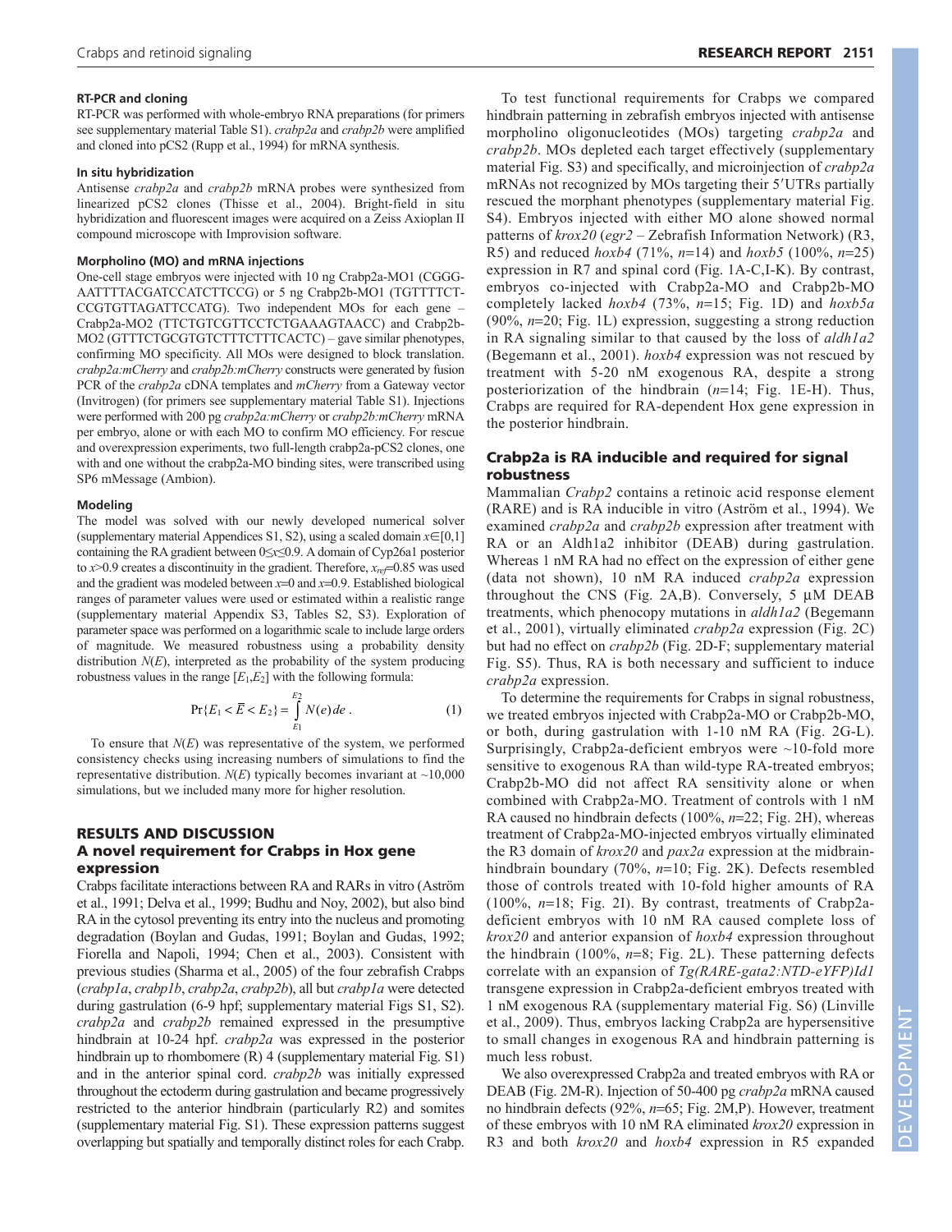#### RT-PCR and cloning

RT-PCR was performed with whole-embryo RNA preparations (for primers see supplementary material Table S1). *crabp2a* and *crabp2b* were amplified and cloned into pCS2 (Rupp et al., 1994) for mRNA synthesis.

#### In situ hybridization

Antisense *crabp2a* and *crabp2b* mRNA probes were synthesized from linearized pCS2 clones (Thisse et al., 2004). Bright-field in situ hybridization and fluorescent images were acquired on a Zeiss Axioplan II compound microscope with Improvision software.

#### Morpholino (MO) and mRNA injections

One-cell stage embryos were injected with 10 ng Crabp2a-MO1 (CGGG-AATTTTACGATCCATCTTCCG) or 5 ng Crabp2b-MO1 (TGTTTTCT-CCGTGTTAGATTCCATG). Two independent MOs for each gene – Crabp2a-MO2 (TTCTGTCGTTCCTCTGAAAGTAACC) and Crabp2b-MO2 (GTTTCTGCGTGTCTTTCTTTCACTC) – gave similar phenotypes, confirming MO specificity. All MOs were designed to block translation. *crabp2a:mCherry* and *crabp2b:mCherry* constructs were generated by fusion PCR of the *crabp2a* cDNA templates and *mCherry* from a Gateway vector (Invitrogen) (for primers see supplementary material Table S1). Injections were performed with 200 pg *crabp2a:mCherry* or *crabp2b:mCherry* mRNA per embryo, alone or with each MO to confirm MO efficiency. For rescue and overexpression experiments, two full-length crabp2a-pCS2 clones, one with and one without the crabp2a-MO binding sites, were transcribed using SP6 mMessage (Ambion).

#### Modeling

The model was solved with our newly developed numerical solver (supplementary material Appendices S1, S2), using a scaled domain $x \in [0,1]$ containing the RA gradient between $0 \leq x \leq 0.9$. A domain of Cyp26a1 posterior to $x > 0.9$ creates a discontinuity in the gradient. Therefore, $x_{ref}=0.85$ was used and the gradient was modeled between $x=0$ and $x=0.9$. Established biological ranges of parameter values were used or estimated within a realistic range (supplementary material Appendix S3, Tables S2, S3). Exploration of parameter space was performed on a logarithmic scale to include large orders of magnitude. We measured robustness using a probability density distribution $N(E)$, interpreted as the probability of the system producing robustness values in the range $[E_1,E_2]$ with the following formula:

$$\Pr\{E_1 < \overline{E} < E_2\} = \int_{E_1}^{E_2} N(e)\,de\,. \quad (1)$$

To ensure that $N(E)$ was representative of the system, we performed consistency checks using increasing numbers of simulations to find the representative distribution. $N(E)$ typically becomes invariant at ~10,000 simulations, but we included many more for higher resolution.

## RESULTS AND DISCUSSION

### A novel requirement for Crabps in Hox gene expression

Crabps facilitate interactions between RA and RARs in vitro (Åström et al., 1991; Delva et al., 1999; Budhu and Noy, 2002), but also bind RA in the cytosol preventing its entry into the nucleus and promoting degradation (Boylan and Gudas, 1991; Boylan and Gudas, 1992; Fiorella and Napoli, 1994; Chen et al., 2003). Consistent with previous studies (Sharma et al., 2005) of the four zebrafish Crabps (*crabp1a*, *crabp1b*, *crabp2a*, *crabp2b*), all but *crabp1a* were detected during gastrulation (6-9 hpf; supplementary material Figs S1, S2). *crabp2a* and *crabp2b* remained expressed in the presumptive hindbrain at 10-24 hpf. *crabp2a* was expressed in the posterior hindbrain up to rhombomere (R) 4 (supplementary material Fig. S1) and in the anterior spinal cord. *crabp2b* was initially expressed throughout the ectoderm during gastrulation and became progressively restricted to the anterior hindbrain (particularly R2) and somites (supplementary material Fig. S1). These expression patterns suggest overlapping but spatially and temporally distinct roles for each Crabp.

To test functional requirements for Crabps we compared hindbrain patterning in zebrafish embryos injected with antisense morpholino oligonucleotides (MOs) targeting *crabp2a* and *crabp2b*. MOs depleted each target effectively (supplementary material Fig. S3) and specifically, and microinjection of *crabp2a* mRNAs not recognized by MOs targeting their 5′UTRs partially rescued the morphant phenotypes (supplementary material Fig. S4). Embryos injected with either MO alone showed normal patterns of *krox20* (*egr2* – Zebrafish Information Network) (R3, R5) and reduced *hoxb4* (71%, $n$=14) and *hoxb5* (100%, $n$=25) expression in R7 and spinal cord (Fig. 1A-C,I-K). By contrast, embryos co-injected with Crabp2a-MO and Crabp2b-MO completely lacked *hoxb4* (73%, $n$=15; Fig. 1D) and *hoxb5a* (90%, $n$=20; Fig. 1L) expression, suggesting a strong reduction in RA signaling similar to that caused by the loss of *aldh1a2* (Begemann et al., 2001). *hoxb4* expression was not rescued by treatment with 5-20 nM exogenous RA, despite a strong posteriorization of the hindbrain ($n$=14; Fig. 1E-H). Thus, Crabps are required for RA-dependent Hox gene expression in the posterior hindbrain.

### Crabp2a is RA inducible and required for signal robustness

Mammalian *Crabp2* contains a retinoic acid response element (RARE) and is RA inducible in vitro (Åström et al., 1994). We examined *crabp2a* and *crabp2b* expression after treatment with RA or an Aldh1a2 inhibitor (DEAB) during gastrulation. Whereas 1 nM RA had no effect on the expression of either gene (data not shown), 10 nM RA induced *crabp2a* expression throughout the CNS (Fig. 2A,B). Conversely, 5 μM DEAB treatments, which phenocopy mutations in *aldh1a2* (Begemann et al., 2001), virtually eliminated *crabp2a* expression (Fig. 2C) but had no effect on *crabp2b* (Fig. 2D-F; supplementary material Fig. S5). Thus, RA is both necessary and sufficient to induce *crabp2a* expression.

To determine the requirements for Crabps in signal robustness, we treated embryos injected with Crabp2a-MO or Crabp2b-MO, or both, during gastrulation with 1-10 nM RA (Fig. 2G-L). Surprisingly, Crabp2a-deficient embryos were ~10-fold more sensitive to exogenous RA than wild-type RA-treated embryos; Crabp2b-MO did not affect RA sensitivity alone or when combined with Crabp2a-MO. Treatment of controls with 1 nM RA caused no hindbrain defects (100%, $n$=22; Fig. 2H), whereas treatment of Crabp2a-MO-injected embryos virtually eliminated the R3 domain of *krox20* and *pax2a* expression at the midbrain-hindbrain boundary (70%, $n$=10; Fig. 2K). Defects resembled those of controls treated with 10-fold higher amounts of RA (100%, $n$=18; Fig. 2I). By contrast, treatments of Crabp2a-deficient embryos with 10 nM RA caused complete loss of *krox20* and anterior expansion of *hoxb4* expression throughout the hindbrain (100%, $n$=8; Fig. 2L). These patterning defects correlate with an expansion of *Tg(RARE-gata2:NTD-eYFP)Id1* transgene expression in Crabp2a-deficient embryos treated with 1 nM exogenous RA (supplementary material Fig. S6) (Linville et al., 2009). Thus, embryos lacking Crabp2a are hypersensitive to small changes in exogenous RA and hindbrain patterning is much less robust.

We also overexpressed Crabp2a and treated embryos with RA or DEAB (Fig. 2M-R). Injection of 50-400 pg *crabp2a* mRNA caused no hindbrain defects (92%, $n$=65; Fig. 2M,P). However, treatment of these embryos with 10 nM RA eliminated *krox20* expression in R3 and both *krox20* and *hoxb4* expression in R5 expanded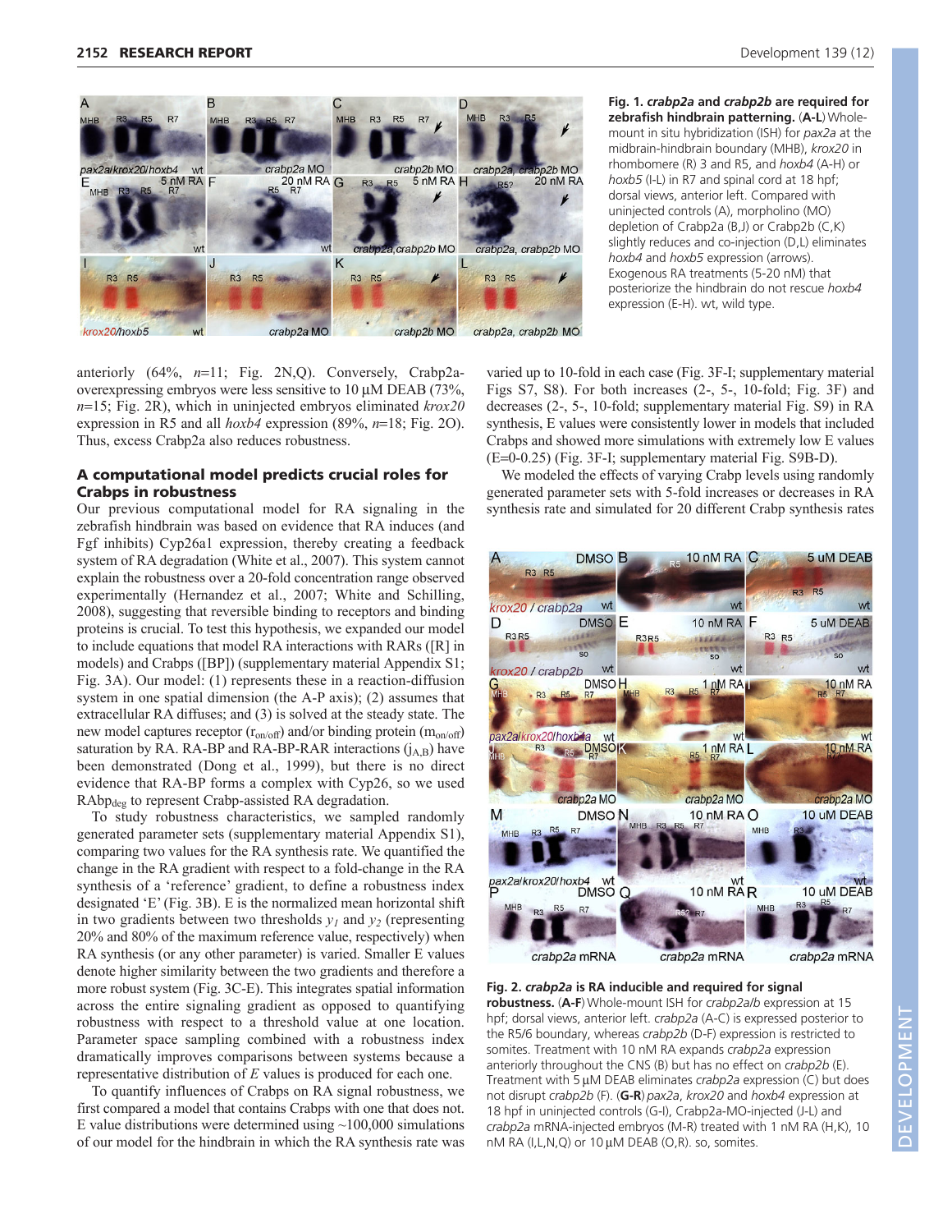**Fig. 1. *crabp2a* and *crabp2b* are required for zebrafish hindbrain patterning.** (**A-L**) Whole-mount in situ hybridization (ISH) for *pax2a* at the midbrain-hindbrain boundary (MHB), *krox20* in rhombomere (R) 3 and R5, and *hoxb4* (A-H) or *hoxb5* (I-L) in R7 and spinal cord at 18 hpf; dorsal views, anterior left. Compared with uninjected controls (A), morpholino (MO) depletion of Crabp2a (B,J) or Crabp2b (C,K) slightly reduces and co-injection (D,L) eliminates *hoxb4* and *hoxb5* expression (arrows). Exogenous RA treatments (5-20 nM) that posteriorize the hindbrain do not rescue *hoxb4* expression (E-H). wt, wild type.

anteriorly (64%, $n$=11; Fig. 2N,Q). Conversely, Crabp2a-overexpressing embryos were less sensitive to 10 μM DEAB (73%, $n$=15; Fig. 2R), which in uninjected embryos eliminated *krox20* expression in R5 and all *hoxb4* expression (89%, $n$=18; Fig. 2O). Thus, excess Crabp2a also reduces robustness.

## A computational model predicts crucial roles for Crabps in robustness

Our previous computational model for RA signaling in the zebrafish hindbrain was based on evidence that RA induces (and Fgf inhibits) Cyp26a1 expression, thereby creating a feedback system of RA degradation (White et al., 2007). This system cannot explain the robustness over a 20-fold concentration range observed experimentally (Hernandez et al., 2007; White and Schilling, 2008), suggesting that reversible binding to receptors and binding proteins is crucial. To test this hypothesis, we expanded our model to include equations that model RA interactions with RARs ([R] in models) and Crabps ([BP]) (supplementary material Appendix S1; Fig. 3A). Our model: (1) represents these in a reaction-diffusion system in one spatial dimension (the A-P axis); (2) assumes that extracellular RA diffuses; and (3) is solved at the steady state. The new model captures receptor ($r_{on/off}$) and/or binding protein ($m_{on/off}$) saturation by RA. RA-BP and RA-BP-RAR interactions ($j_{A,B}$) have been demonstrated (Dong et al., 1999), but there is no direct evidence that RA-BP forms a complex with Cyp26, so we used $RAbp_{deg}$ to represent Crabp-assisted RA degradation.

To study robustness characteristics, we sampled randomly generated parameter sets (supplementary material Appendix S1), comparing two values for the RA synthesis rate. We quantified the change in the RA gradient with respect to a fold-change in the RA synthesis of a 'reference' gradient, to define a robustness index designated '*E*' (Fig. 3B). *E* is the normalized mean horizontal shift in two gradients between two thresholds $y_1$ and $y_2$ (representing 20% and 80% of the maximum reference value, respectively) when RA synthesis (or any other parameter) is varied. Smaller *E* values denote higher similarity between the two gradients and therefore a more robust system (Fig. 3C-E). This integrates spatial information across the entire signaling gradient as opposed to quantifying robustness with respect to a threshold value at one location. Parameter space sampling combined with a robustness index dramatically improves comparisons between systems because a representative distribution of *E* values is produced for each one.

To quantify influences of Crabps on RA signal robustness, we first compared a model that contains Crabps with one that does not. E value distributions were determined using ~100,000 simulations of our model for the hindbrain in which the RA synthesis rate was varied up to 10-fold in each case (Fig. 3F-I; supplementary material Figs S7, S8). For both increases (2-, 5-, 10-fold; Fig. 3F) and decreases (2-, 5-, 10-fold; supplementary material Fig. S9) in RA synthesis, E values were consistently lower in models that included Crabps and showed more simulations with extremely low E values (E=0-0.25) (Fig. 3F-I; supplementary material Fig. S9B-D).

We modeled the effects of varying Crabp levels using randomly generated parameter sets with 5-fold increases or decreases in RA synthesis rate and simulated for 20 different Crabp synthesis rates

**Fig. 2. *crabp2a* is RA inducible and required for signal robustness.** (**A-F**) Whole-mount ISH for *crabp2a/b* expression at 15 hpf; dorsal views, anterior left. *crabp2a* (A-C) is expressed posterior to the R5/6 boundary, whereas *crabp2b* (D-F) expression is restricted to somites. Treatment with 10 nM RA expands *crabp2a* expression anteriorly throughout the CNS (B) but has no effect on *crabp2b* (E). Treatment with 5 μM DEAB eliminates *crabp2a* expression (C) but does not disrupt *crabp2b* (F). (**G-R**) *pax2a*, *krox20* and *hoxb4* expression at 18 hpf in uninjected controls (G-I), Crabp2a-MO-injected (J-L) and *crabp2a* mRNA-injected embryos (M-R) treated with 1 nM RA (H,K), 10 nM RA (I,L,N,Q) or 10 μM DEAB (O,R). so, somites.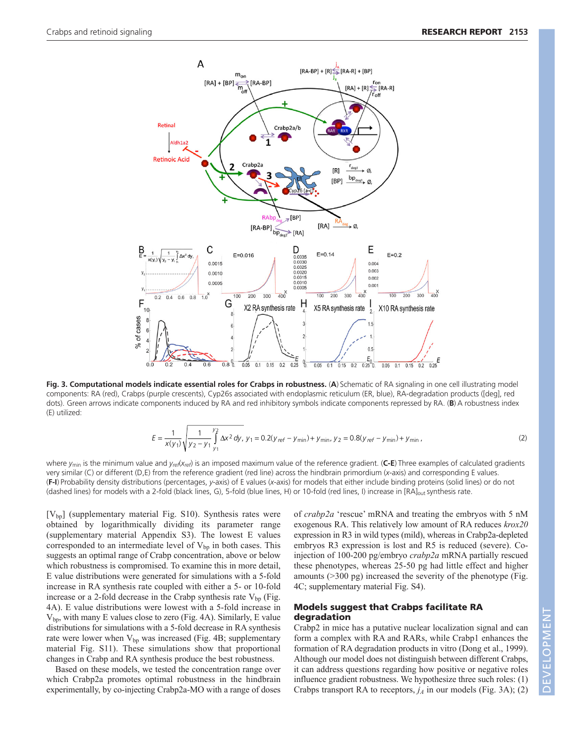**Fig. 3. Computational models indicate essential roles for Crabps in robustness.** (**A**) Schematic of RA signaling in one cell illustrating model components: RA (red), Crabps (purple crescents), Cyp26s associated with endoplasmic reticulum (ER, blue), RA-degradation products ([deg], red dots). Green arrows indicate components induced by RA and red inhibitory symbols indicate components repressed by RA. (**B**) A robustness index (E) utilized:

$$E = \frac{1}{x(y_1)}\sqrt{\frac{1}{y_2 - y_1}\int_{y_1}^{y_2} \Delta x^2\, dy},\; y_1 = 0.2(y_{ref} - y_{min}) + y_{min},\; y_2 = 0.8(y_{ref} - y_{min}) + y_{min}\,, \tag{2}$$

where $y_{min}$ is the minimum value and $y_{ref}(x_{ref})$ is an imposed maximum value of the reference gradient. (**C-E**) Three examples of calculated gradients very similar (C) or different (D,E) from the reference gradient (red line) across the hindbrain primordium ($x$-axis) and corresponding E values. (**F-I**) Probability density distributions (percentages, $y$-axis) of E values ($x$-axis) for models that either include binding proteins (solid lines) or do not (dashed lines) for models with a 2-fold (black lines, G), 5-fold (blue lines, H) or 10-fold (red lines, I) increase in $[RA]_{out}$ synthesis rate.

[$V_{bp}$] (supplementary material Fig. S10). Synthesis rates were obtained by logarithmically dividing its parameter range (supplementary material Appendix S3). The lowest E values corresponded to an intermediate level of $V_{bp}$ in both cases. This suggests an optimal range of Crabp concentration, above or below which robustness is compromised. To examine this in more detail, E value distributions were generated for simulations with a 5-fold increase in RA synthesis rate coupled with either a 5- or 10-fold increase or a 2-fold decrease in the Crabp synthesis rate $V_{bp}$ (Fig. 4A). E value distributions were lowest with a 5-fold increase in $V_{bp}$, with many E values close to zero (Fig. 4A). Similarly, E value distributions for simulations with a 5-fold decrease in RA synthesis rate were lower when $V_{bp}$ was increased (Fig. 4B; supplementary material Fig. S11). These simulations show that proportional changes in Crabp and RA synthesis produce the best robustness.

Based on these models, we tested the concentration range over which Crabp2a promotes optimal robustness in the hindbrain experimentally, by co-injecting Crabp2a-MO with a range of doses of *crabp2a* 'rescue' mRNA and treating the embryos with 5 nM exogenous RA. This relatively low amount of RA reduces *krox20* expression in R3 in wild types (mild), whereas in Crabp2a-depleted embryos R3 expression is lost and R5 is reduced (severe). Co-injection of 100-200 pg/embryo *crabp2a* mRNA partially rescued these phenotypes, whereas 25-50 pg had little effect and higher amounts (>300 pg) increased the severity of the phenotype (Fig. 4C; supplementary material Fig. S4).

## Models suggest that Crabps facilitate RA degradation

Crabp2 in mice has a putative nuclear localization signal and can form a complex with RA and RARs, while Crabp1 enhances the formation of RA degradation products in vitro (Dong et al., 1999). Although our model does not distinguish between different Crabps, it can address questions regarding how positive or negative roles influence gradient robustness. We hypothesize three such roles: (1) Crabps transport RA to receptors, $j_A$ in our models (Fig. 3A); (2)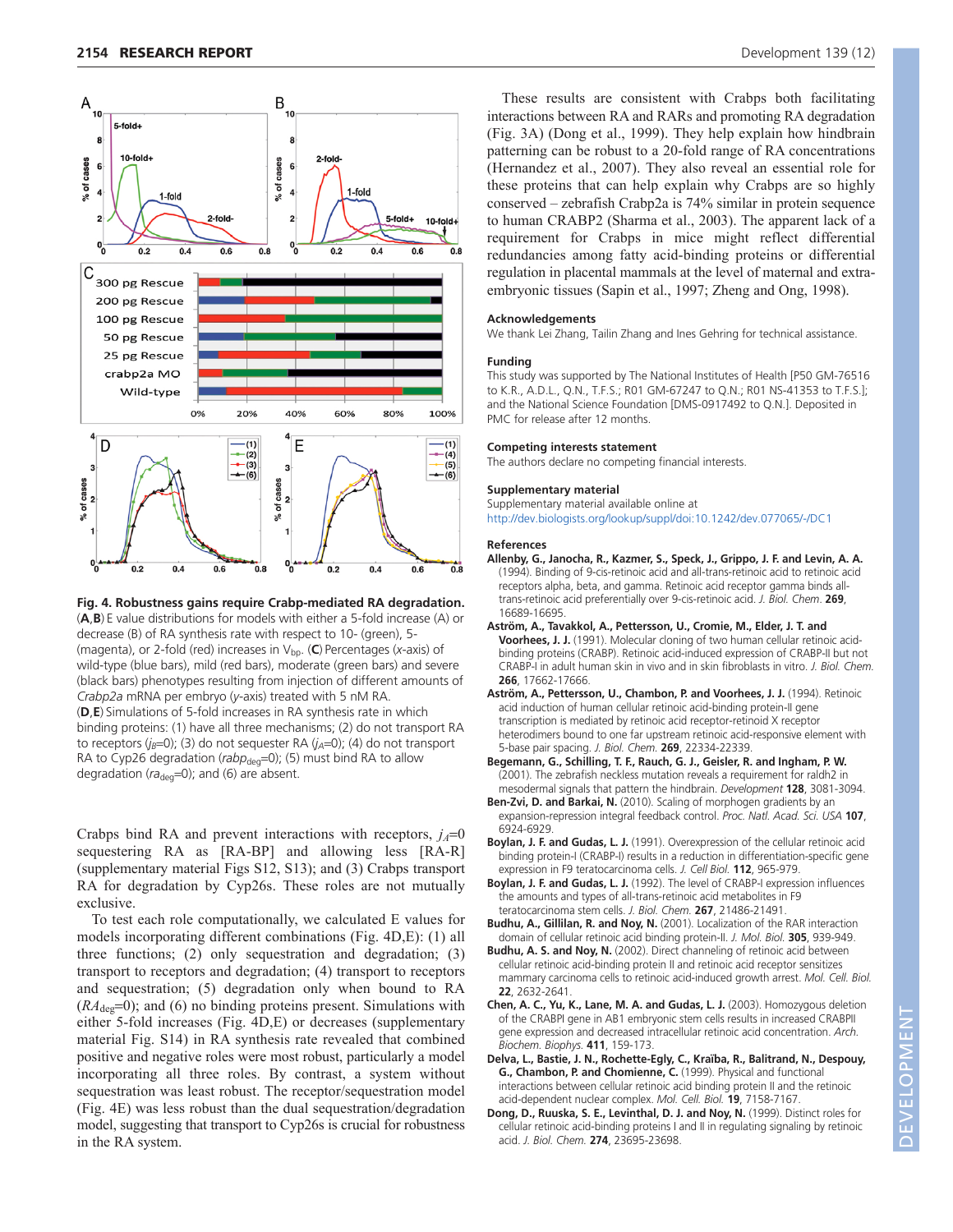Fig. 4. Robustness gains require Crabp-mediated RA degradation. (**A**,**B**) E value distributions for models with either a 5-fold increase (A) or decrease (B) of RA synthesis rate with respect to 10- (green), 5- (magenta), or 2-fold (red) increases in $V_{bp}$. (**C**) Percentages (*x*-axis) of wild-type (blue bars), mild (red bars), moderate (green bars) and severe (black bars) phenotypes resulting from injection of different amounts of *Crabp2a* mRNA per embryo (*y*-axis) treated with 5 nM RA. (**D**,**E**) Simulations of 5-fold increases in RA synthesis rate in which binding proteins: (1) have all three mechanisms; (2) do not transport RA to receptors ($j_B$=0); (3) do not sequester RA ($j_A$=0); (4) do not transport RA to Cyp26 degradation ($rabp_{deg}$=0); (5) must bind RA to allow degradation ($ra_{deg}$=0); and (6) are absent.

Crabps bind RA and prevent interactions with receptors, $j_A$=0 sequestering RA as [RA-BP] and allowing less [RA-R] (supplementary material Figs S12, S13); and (3) Crabps transport RA for degradation by Cyp26s. These roles are not mutually exclusive.

To test each role computationally, we calculated E values for models incorporating different combinations (Fig. 4D,E): (1) all three functions; (2) only sequestration and degradation; (3) transport to receptors and degradation; (4) transport to receptors and sequestration; (5) degradation only when bound to RA ($RA_{deg}$=0); and (6) no binding proteins present. Simulations with either 5-fold increases (Fig. 4D,E) or decreases (supplementary material Fig. S14) in RA synthesis rate revealed that combined positive and negative roles were most robust, particularly a model incorporating all three roles. By contrast, a system without sequestration was least robust. The receptor/sequestration model (Fig. 4E) was less robust than the dual sequestration/degradation model, suggesting that transport to Cyp26s is crucial for robustness in the RA system.

These results are consistent with Crabps both facilitating interactions between RA and RARs and promoting RA degradation (Fig. 3A) (Dong et al., 1999). They help explain how hindbrain patterning can be robust to a 20-fold range of RA concentrations (Hernandez et al., 2007). They also reveal an essential role for these proteins that can help explain why Crabps are so highly conserved – zebrafish Crabp2a is 74% similar in protein sequence to human CRABP2 (Sharma et al., 2003). The apparent lack of a requirement for Crabps in mice might reflect differential redundancies among fatty acid-binding proteins or differential regulation in placental mammals at the level of maternal and extra-embryonic tissues (Sapin et al., 1997; Zheng and Ong, 1998).

### Acknowledgements

We thank Lei Zhang, Tailin Zhang and Ines Gehring for technical assistance.

### Funding

This study was supported by The National Institutes of Health [P50 GM-76516 to K.R., A.D.L., Q.N., T.F.S.; R01 GM-67247 to Q.N.; R01 NS-41353 to T.F.S.]; and the National Science Foundation [DMS-0917492 to Q.N.]. Deposited in PMC for release after 12 months.

### Competing interests statement

The authors declare no competing financial interests.

### Supplementary material

Supplementary material available online at http://dev.biologists.org/lookup/suppl/doi:10.1242/dev.077065/-/DC1

### References

**Allenby, G., Janocha, R., Kazmer, S., Speck, J., Grippo, J. F. and Levin, A. A.** (1994). Binding of 9-cis-retinoic acid and all-trans-retinoic acid to retinoic acid receptors alpha, beta, and gamma. Retinoic acid receptor gamma binds all-trans-retinoic acid preferentially over 9-cis-retinoic acid. *J. Biol. Chem.* **269**, 16689-16695.

**Aström, A., Tavakkol, A., Pettersson, U., Cromie, M., Elder, J. T. and Voorhees, J. J.** (1991). Molecular cloning of two human cellular retinoic acid-binding proteins (CRABP). Retinoic acid-induced expression of CRABP-II but not CRABP-I in adult human skin in vivo and in skin fibroblasts in vitro. *J. Biol. Chem.* **266**, 17662-17666.

**Aström, A., Pettersson, U., Chambon, P. and Voorhees, J. J.** (1994). Retinoic acid induction of human cellular retinoic acid-binding protein-II gene transcription is mediated by retinoic acid receptor-retinoid X receptor heterodimers bound to one far upstream retinoic acid-responsive element with 5-base pair spacing. *J. Biol. Chem.* **269**, 22334-22339.

**Begemann, G., Schilling, T. F., Rauch, G. J., Geisler, R. and Ingham, P. W.** (2001). The zebrafish neckless mutation reveals a requirement for raldh2 in mesodermal signals that pattern the hindbrain. *Development* **128**, 3081-3094.

**Ben-Zvi, D. and Barkai, N.** (2010). Scaling of morphogen gradients by an expansion-repression integral feedback control. *Proc. Natl. Acad. Sci. USA* **107**, 6924-6929.

**Boylan, J. F. and Gudas, L. J.** (1991). Overexpression of the cellular retinoic acid binding protein-I (CRABP-I) results in a reduction in differentiation-specific gene expression in F9 teratocarcinoma cells. *J. Cell Biol.* **112**, 965-979.

**Boylan, J. F. and Gudas, L. J.** (1992). The level of CRABP-I expression influences the amounts and types of all-trans-retinoic acid metabolites in F9 teratocarcinoma stem cells. *J. Biol. Chem.* **267**, 21486-21491.

**Budhu, A., Gillilan, R. and Noy, N.** (2001). Localization of the RAR interaction domain of cellular retinoic acid binding protein-II. *J. Mol. Biol.* **305**, 939-949.

**Budhu, A. S. and Noy, N.** (2002). Direct channeling of retinoic acid between cellular retinoic acid-binding protein II and retinoic acid receptor sensitizes mammary carcinoma cells to retinoic acid-induced growth arrest. *Mol. Cell. Biol.* **22**, 2632-2641.

**Chen, A. C., Yu, K., Lane, M. A. and Gudas, L. J.** (2003). Homozygous deletion of the CRABPI gene in AB1 embryonic stem cells results in increased CRABPII gene expression and decreased intracellular retinoic acid concentration. *Arch. Biochem. Biophys.* **411**, 159-173.

**Delva, L., Bastie, J. N., Rochette-Egly, C., Kraïba, R., Balitrand, N., Despouy, G., Chambon, P. and Chomienne, C.** (1999). Physical and functional interactions between cellular retinoic acid binding protein II and the retinoic acid-dependent nuclear complex. *Mol. Cell. Biol.* **19**, 7158-7167.

**Dong, D., Ruuska, S. E., Levinthal, D. J. and Noy, N.** (1999). Distinct roles for cellular retinoic acid-binding proteins I and II in regulating signaling by retinoic acid. *J. Biol. Chem.* **274**, 23695-23698.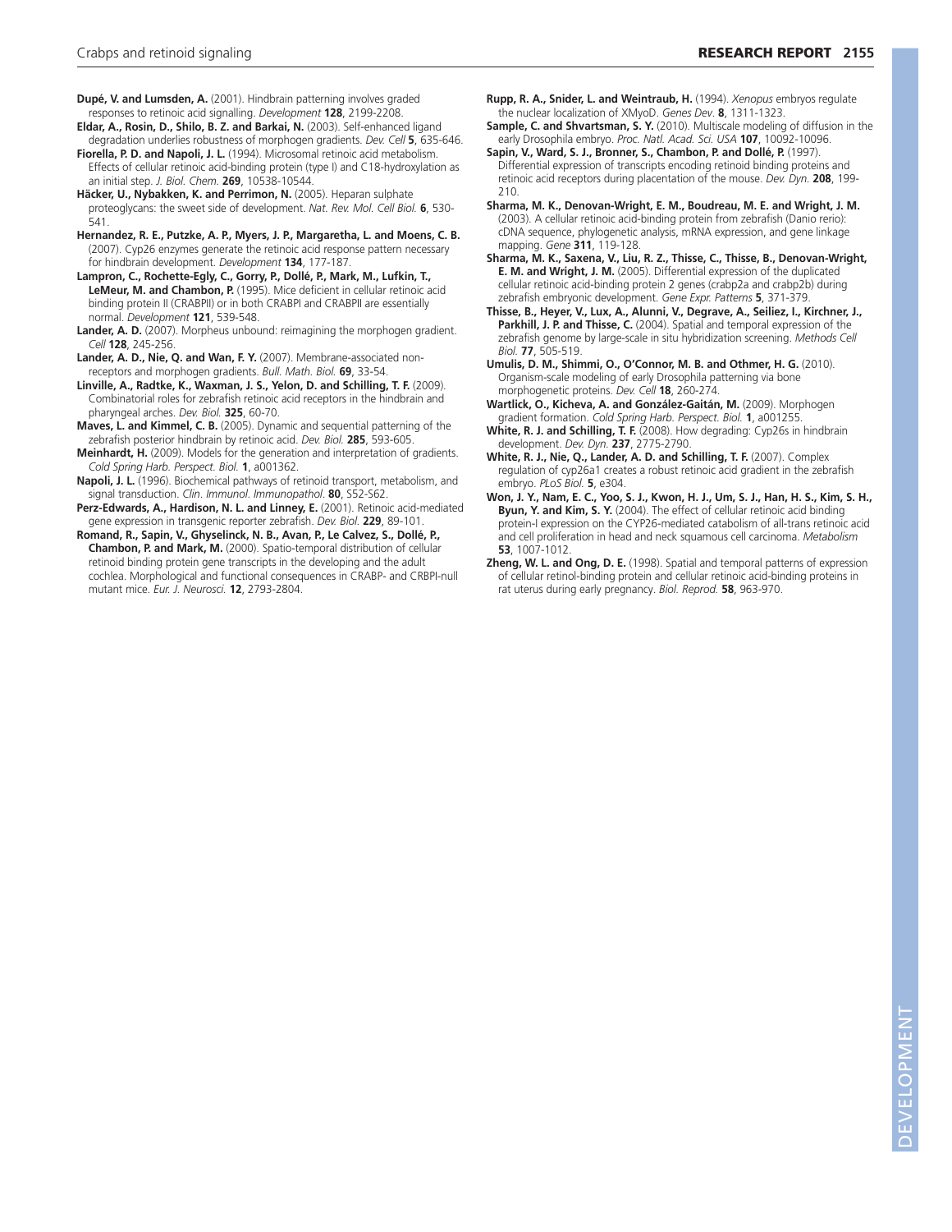**Dupé, V. and Lumsden, A.** (2001). Hindbrain patterning involves graded responses to retinoic acid signalling. *Development* **128**, 2199-2208.

**Eldar, A., Rosin, D., Shilo, B. Z. and Barkai, N.** (2003). Self-enhanced ligand degradation underlies robustness of morphogen gradients. *Dev. Cell* **5**, 635-646.

**Fiorella, P. D. and Napoli, J. L.** (1994). Microsomal retinoic acid metabolism. Effects of cellular retinoic acid-binding protein (type I) and C18-hydroxylation as an initial step. *J. Biol. Chem.* **269**, 10538-10544.

**Häcker, U., Nybakken, K. and Perrimon, N.** (2005). Heparan sulphate proteoglycans: the sweet side of development. *Nat. Rev. Mol. Cell Biol.* **6**, 530-541.

**Hernandez, R. E., Putzke, A. P., Myers, J. P., Margaretha, L. and Moens, C. B.** (2007). Cyp26 enzymes generate the retinoic acid response pattern necessary for hindbrain development. *Development* **134**, 177-187.

**Lampron, C., Rochette-Egly, C., Gorry, P., Dollé, P., Mark, M., Lufkin, T., LeMeur, M. and Chambon, P.** (1995). Mice deficient in cellular retinoic acid binding protein II (CRABPII) or in both CRABPI and CRABPII are essentially normal. *Development* **121**, 539-548.

**Lander, A. D.** (2007). Morpheus unbound: reimagining the morphogen gradient. *Cell* **128**, 245-256.

**Lander, A. D., Nie, Q. and Wan, F. Y.** (2007). Membrane-associated non-receptors and morphogen gradients. *Bull. Math. Biol.* **69**, 33-54.

**Linville, A., Radtke, K., Waxman, J. S., Yelon, D. and Schilling, T. F.** (2009). Combinatorial roles for zebrafish retinoic acid receptors in the hindbrain and pharyngeal arches. *Dev. Biol.* **325**, 60-70.

**Maves, L. and Kimmel, C. B.** (2005). Dynamic and sequential patterning of the zebrafish posterior hindbrain by retinoic acid. *Dev. Biol.* **285**, 593-605.

**Meinhardt, H.** (2009). Models for the generation and interpretation of gradients. *Cold Spring Harb. Perspect. Biol.* **1**, a001362.

**Napoli, J. L.** (1996). Biochemical pathways of retinoid transport, metabolism, and signal transduction. *Clin. Immunol. Immunopathol.* **80**, S52-S62.

**Perz-Edwards, A., Hardison, N. L. and Linney, E.** (2001). Retinoic acid-mediated gene expression in transgenic reporter zebrafish. *Dev. Biol.* **229**, 89-101.

**Romand, R., Sapin, V., Ghyselinck, N. B., Avan, P., Le Calvez, S., Dollé, P., Chambon, P. and Mark, M.** (2000). Spatio-temporal distribution of cellular retinoid binding protein gene transcripts in the developing and the adult cochlea. Morphological and functional consequences in CRABP- and CRBPI-null mutant mice. *Eur. J. Neurosci.* **12**, 2793-2804.

**Rupp, R. A., Snider, L. and Weintraub, H.** (1994). *Xenopus* embryos regulate the nuclear localization of XMyoD. *Genes Dev.* **8**, 1311-1323.

**Sample, C. and Shvartsman, S. Y.** (2010). Multiscale modeling of diffusion in the early Drosophila embryo. *Proc. Natl. Acad. Sci. USA* **107**, 10092-10096.

**Sapin, V., Ward, S. J., Bronner, S., Chambon, P. and Dollé, P.** (1997). Differential expression of transcripts encoding retinoid binding proteins and retinoic acid receptors during placentation of the mouse. *Dev. Dyn.* **208**, 199-210.

**Sharma, M. K., Denovan-Wright, E. M., Boudreau, M. E. and Wright, J. M.** (2003). A cellular retinoic acid-binding protein from zebrafish (Danio rerio): cDNA sequence, phylogenetic analysis, mRNA expression, and gene linkage mapping. *Gene* **311**, 119-128.

**Sharma, M. K., Saxena, V., Liu, R. Z., Thisse, C., Thisse, B., Denovan-Wright, E. M. and Wright, J. M.** (2005). Differential expression of the duplicated cellular retinoic acid-binding protein 2 genes (crabp2a and crabp2b) during zebrafish embryonic development. *Gene Expr. Patterns* **5**, 371-379.

**Thisse, B., Heyer, V., Lux, A., Alunni, V., Degrave, A., Seiliez, I., Kirchner, J., Parkhill, J. P. and Thisse, C.** (2004). Spatial and temporal expression of the zebrafish genome by large-scale in situ hybridization screening. *Methods Cell Biol.* **77**, 505-519.

**Umulis, D. M., Shimmi, O., O'Connor, M. B. and Othmer, H. G.** (2010). Organism-scale modeling of early Drosophila patterning via bone morphogenetic proteins. *Dev. Cell* **18**, 260-274.

**Wartlick, O., Kicheva, A. and González-Gaitán, M.** (2009). Morphogen gradient formation. *Cold Spring Harb. Perspect. Biol.* **1**, a001255.

**White, R. J. and Schilling, T. F.** (2008). How degrading: Cyp26s in hindbrain development. *Dev. Dyn.* **237**, 2775-2790.

**White, R. J., Nie, Q., Lander, A. D. and Schilling, T. F.** (2007). Complex regulation of cyp26a1 creates a robust retinoic acid gradient in the zebrafish embryo. *PLoS Biol.* **5**, e304.

**Won, J. Y., Nam, E. C., Yoo, S. J., Kwon, H. J., Um, S. J., Han, H. S., Kim, S. H., Byun, Y. and Kim, S. Y.** (2004). The effect of cellular retinoic acid binding protein-I expression on the CYP26-mediated catabolism of all-trans retinoic acid and cell proliferation in head and neck squamous cell carcinoma. *Metabolism* **53**, 1007-1012.

**Zheng, W. L. and Ong, D. E.** (1998). Spatial and temporal patterns of expression of cellular retinol-binding protein and cellular retinoic acid-binding proteins in rat uterus during early pregnancy. *Biol. Reprod.* **58**, 963-970.